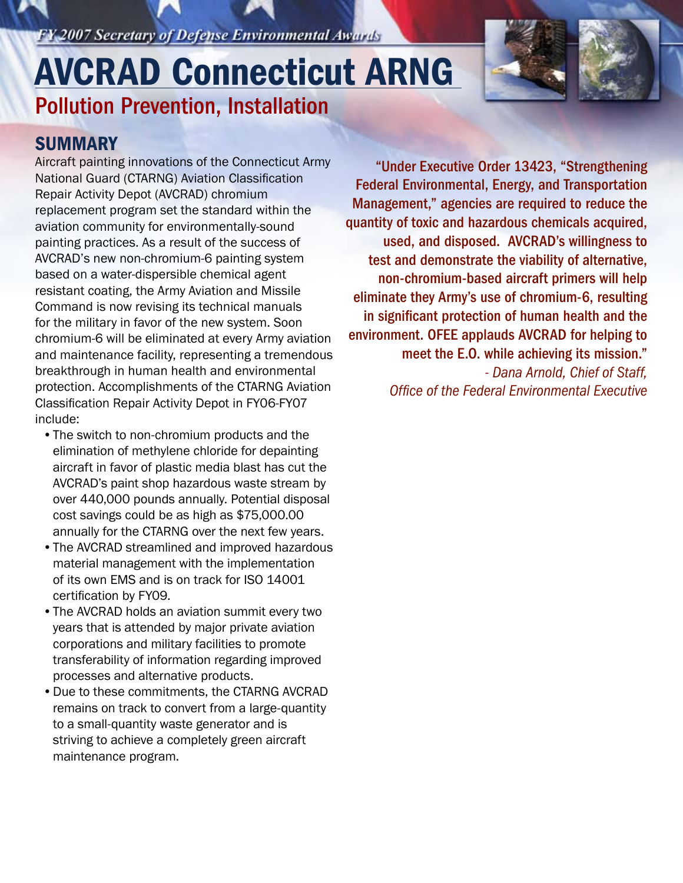*FY 2007 Secretary of Defense Environmental Awards*

# AVCRAD Connecticut ARNG

## Pollution Prevention, Installation

### SUMMARY

Aircraft painting innovations of the Connecticut Army National Guard (CTARNG) Aviation Classification Repair Activity Depot (AVCRAD) chromium replacement program set the standard within the aviation community for environmentally-sound painting practices. As a result of the success of AVCRAD's new non-chromium-6 painting system based on a water-dispersible chemical agent resistant coating, the Army Aviation and Missile Command is now revising its technical manuals for the military in favor of the new system. Soon chromium-6 will be eliminated at every Army aviation and maintenance facility, representing a tremendous breakthrough in human health and environmental protection. Accomplishments of the CTARNG Aviation Classification Repair Activity Depot in FY06-FY07 include:

- The switch to non-chromium products and the elimination of methylene chloride for depainting aircraft in favor of plastic media blast has cut the AVCRAD's paint shop hazardous waste stream by over 440,000 pounds annually. Potential disposal cost savings could be as high as $75,000.00 annually for the CTARNG over the next few years.
- The AVCRAD streamlined and improved hazardous material management with the implementation of its own EMS and is on track for ISO 14001 certification by FY09.
- The AVCRAD holds an aviation summit every two years that is attended by major private aviation corporations and military facilities to promote transferability of information regarding improved processes and alternative products.
- Due to these commitments, the CTARNG AVCRAD remains on track to convert from a large-quantity to a small-quantity waste generator and is striving to achieve a completely green aircraft maintenance program.

**"Under Executive Order 13423, "Strengthening Federal Environmental, Energy, and Transportation Management," agencies are required to reduce the quantity of toxic and hazardous chemicals acquired, used, and disposed. AVCRAD's willingness to test and demonstrate the viability of alternative, non-chromium-based aircraft primers will help eliminate they Army's use of chromium-6, resulting in significant protection of human health and the environment. OFEE applauds AVCRAD for helping to meet the E.O. while achieving its mission."**

*- Dana Arnold, Chief of Staff, Office of the Federal Environmental Executive*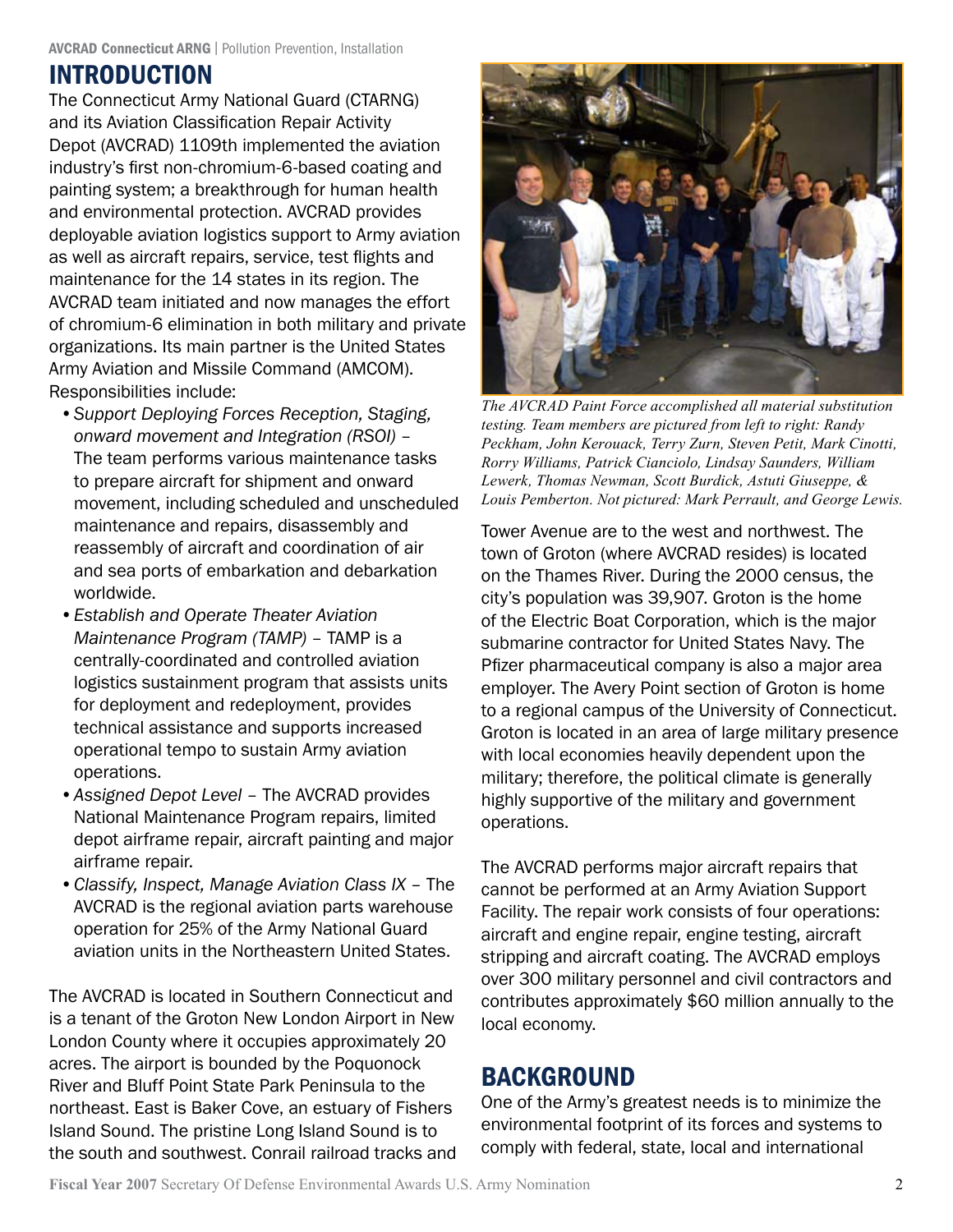## INTRODUCTION

The Connecticut Army National Guard (CTARNG) and its Aviation Classification Repair Activity Depot (AVCRAD) 1109th implemented the aviation industry's first non-chromium-6-based coating and painting system; a breakthrough for human health and environmental protection. AVCRAD provides deployable aviation logistics support to Army aviation as well as aircraft repairs, service, test flights and maintenance for the 14 states in its region. The AVCRAD team initiated and now manages the effort of chromium-6 elimination in both military and private organizations. Its main partner is the United States Army Aviation and Missile Command (AMCOM). Responsibilities include:

- *Support Deploying Forces Reception, Staging, onward movement and Integration (RSOI)* – The team performs various maintenance tasks to prepare aircraft for shipment and onward movement, including scheduled and unscheduled maintenance and repairs, disassembly and reassembly of aircraft and coordination of air and sea ports of embarkation and debarkation worldwide.
- *Establish and Operate Theater Aviation Maintenance Program (TAMP)* – TAMP is a centrally-coordinated and controlled aviation logistics sustainment program that assists units for deployment and redeployment, provides technical assistance and supports increased operational tempo to sustain Army aviation operations.
- *Assigned Depot Level* – The AVCRAD provides National Maintenance Program repairs, limited depot airframe repair, aircraft painting and major airframe repair.
- *Classify, Inspect, Manage Aviation Class IX* – The AVCRAD is the regional aviation parts warehouse operation for 25% of the Army National Guard aviation units in the Northeastern United States.

The AVCRAD is located in Southern Connecticut and is a tenant of the Groton New London Airport in New London County where it occupies approximately 20 acres. The airport is bounded by the Poquonock River and Bluff Point State Park Peninsula to the northeast. East is Baker Cove, an estuary of Fishers Island Sound. The pristine Long Island Sound is to the south and southwest. Conrail railroad tracks and Tower Avenue are to the west and northwest. The town of Groton (where AVCRAD resides) is located on the Thames River. During the 2000 census, the city's population was 39,907. Groton is the home of the Electric Boat Corporation, which is the major submarine contractor for United States Navy. The Pfizer pharmaceutical company is also a major area employer. The Avery Point section of Groton is home to a regional campus of the University of Connecticut. Groton is located in an area of large military presence with local economies heavily dependent upon the military; therefore, the political climate is generally highly supportive of the military and government operations.

*The AVCRAD Paint Force accomplished all material substitution testing. Team members are pictured from left to right: Randy Peckham, John Kerouack, Terry Zurn, Steven Petit, Mark Cinotti, Rorry Williams, Patrick Cianciolo, Lindsay Saunders, William Lewerk, Thomas Newman, Scott Burdick, Astuti Giuseppe, & Louis Pemberton. Not pictured: Mark Perrault, and George Lewis.*

The AVCRAD performs major aircraft repairs that cannot be performed at an Army Aviation Support Facility. The repair work consists of four operations: aircraft and engine repair, engine testing, aircraft stripping and aircraft coating. The AVCRAD employs over 300 military personnel and civil contractors and contributes approximately $60 million annually to the local economy.

## BACKGROUND

One of the Army's greatest needs is to minimize the environmental footprint of its forces and systems to comply with federal, state, local and international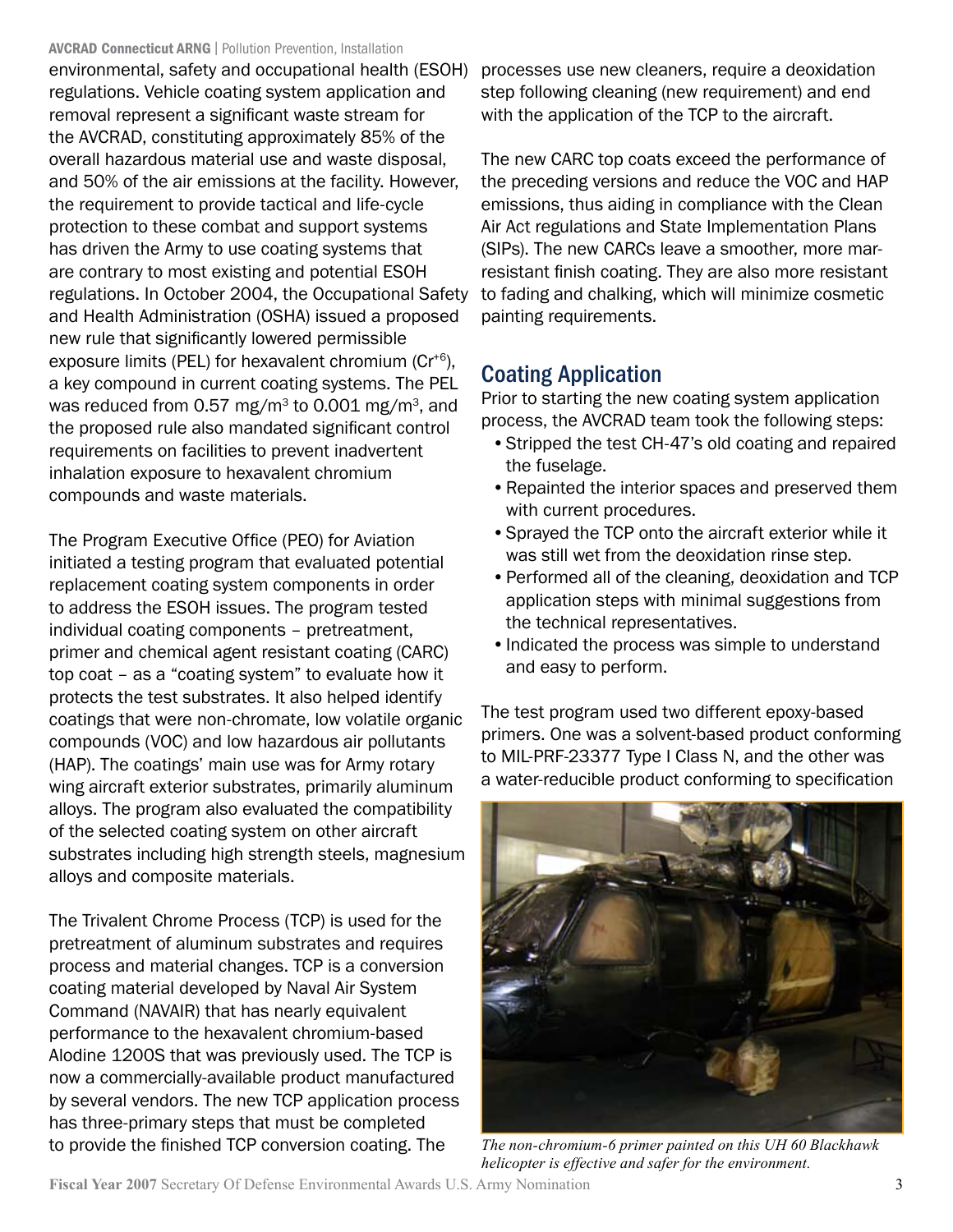environmental, safety and occupational health (ESOH) regulations. Vehicle coating system application and removal represent a significant waste stream for the AVCRAD, constituting approximately 85% of the overall hazardous material use and waste disposal, and 50% of the air emissions at the facility. However, the requirement to provide tactical and life-cycle protection to these combat and support systems has driven the Army to use coating systems that are contrary to most existing and potential ESOH regulations. In October 2004, the Occupational Safety and Health Administration (OSHA) issued a proposed new rule that significantly lowered permissible exposure limits (PEL) for hexavalent chromium ($Cr^{+6}$), a key compound in current coating systems. The PEL was reduced from 0.57 mg/m$^3$ to 0.001 mg/m$^3$, and the proposed rule also mandated significant control requirements on facilities to prevent inadvertent inhalation exposure to hexavalent chromium compounds and waste materials.

The Program Executive Office (PEO) for Aviation initiated a testing program that evaluated potential replacement coating system components in order to address the ESOH issues. The program tested individual coating components – pretreatment, primer and chemical agent resistant coating (CARC) top coat – as a "coating system" to evaluate how it protects the test substrates. It also helped identify coatings that were non-chromate, low volatile organic compounds (VOC) and low hazardous air pollutants (HAP). The coatings' main use was for Army rotary wing aircraft exterior substrates, primarily aluminum alloys. The program also evaluated the compatibility of the selected coating system on other aircraft substrates including high strength steels, magnesium alloys and composite materials.

The Trivalent Chrome Process (TCP) is used for the pretreatment of aluminum substrates and requires process and material changes. TCP is a conversion coating material developed by Naval Air System Command (NAVAIR) that has nearly equivalent performance to the hexavalent chromium-based Alodine 1200S that was previously used. The TCP is now a commercially-available product manufactured by several vendors. The new TCP application process has three-primary steps that must be completed to provide the finished TCP conversion coating. The processes use new cleaners, require a deoxidation step following cleaning (new requirement) and end with the application of the TCP to the aircraft.

The new CARC top coats exceed the performance of the preceding versions and reduce the VOC and HAP emissions, thus aiding in compliance with the Clean Air Act regulations and State Implementation Plans (SIPs). The new CARCs leave a smoother, more mar-resistant finish coating. They are also more resistant to fading and chalking, which will minimize cosmetic painting requirements.

## Coating Application

Prior to starting the new coating system application process, the AVCRAD team took the following steps:

- Stripped the test CH-47's old coating and repaired the fuselage.
- Repainted the interior spaces and preserved them with current procedures.
- Sprayed the TCP onto the aircraft exterior while it was still wet from the deoxidation rinse step.
- Performed all of the cleaning, deoxidation and TCP application steps with minimal suggestions from the technical representatives.
- Indicated the process was simple to understand and easy to perform.

The test program used two different epoxy-based primers. One was a solvent-based product conforming to MIL-PRF-23377 Type I Class N, and the other was a water-reducible product conforming to specification

*The non-chromium-6 primer painted on this UH 60 Blackhawk helicopter is effective and safer for the environment.*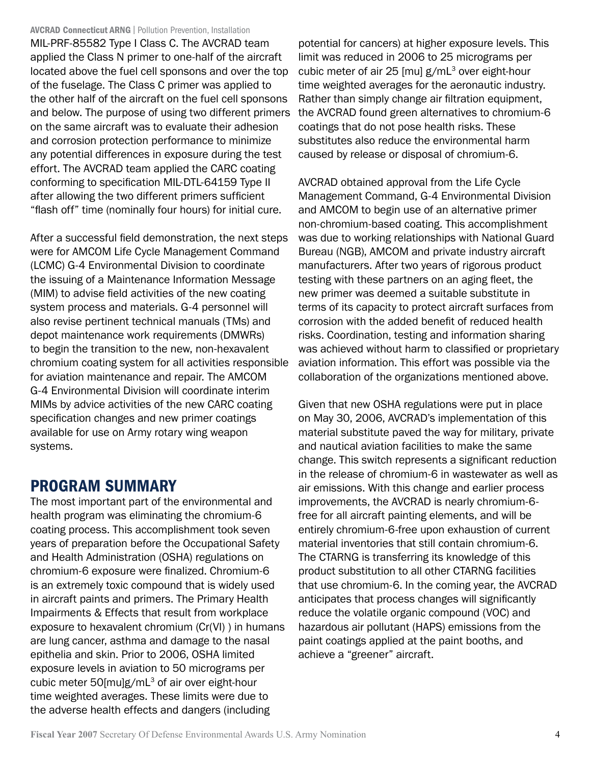MIL-PRF-85582 Type I Class C. The AVCRAD team applied the Class N primer to one-half of the aircraft located above the fuel cell sponsons and over the top of the fuselage. The Class C primer was applied to the other half of the aircraft on the fuel cell sponsons and below. The purpose of using two different primers on the same aircraft was to evaluate their adhesion and corrosion protection performance to minimize any potential differences in exposure during the test effort. The AVCRAD team applied the CARC coating conforming to specification MIL-DTL-64159 Type II after allowing the two different primers sufficient "flash off" time (nominally four hours) for initial cure.

After a successful field demonstration, the next steps were for AMCOM Life Cycle Management Command (LCMC) G-4 Environmental Division to coordinate the issuing of a Maintenance Information Message (MIM) to advise field activities of the new coating system process and materials. G-4 personnel will also revise pertinent technical manuals (TMs) and depot maintenance work requirements (DMWRs) to begin the transition to the new, non-hexavalent chromium coating system for all activities responsible for aviation maintenance and repair. The AMCOM G-4 Environmental Division will coordinate interim MIMs by advice activities of the new CARC coating specification changes and new primer coatings available for use on Army rotary wing weapon systems.

## PROGRAM SUMMARY

The most important part of the environmental and health program was eliminating the chromium-6 coating process. This accomplishment took seven years of preparation before the Occupational Safety and Health Administration (OSHA) regulations on chromium-6 exposure were finalized. Chromium-6 is an extremely toxic compound that is widely used in aircraft paints and primers. The Primary Health Impairments & Effects that result from workplace exposure to hexavalent chromium (Cr(VI) ) in humans are lung cancer, asthma and damage to the nasal epithelia and skin. Prior to 2006, OSHA limited exposure levels in aviation to 50 micrograms per cubic meter 50[mu]g/mL$^3$ of air over eight-hour time weighted averages. These limits were due to the adverse health effects and dangers (including potential for cancers) at higher exposure levels. This limit was reduced in 2006 to 25 micrograms per cubic meter of air 25 [mu] g/mL$^3$ over eight-hour time weighted averages for the aeronautic industry. Rather than simply change air filtration equipment, the AVCRAD found green alternatives to chromium-6 coatings that do not pose health risks. These substitutes also reduce the environmental harm caused by release or disposal of chromium-6.

AVCRAD obtained approval from the Life Cycle Management Command, G-4 Environmental Division and AMCOM to begin use of an alternative primer non-chromium-based coating. This accomplishment was due to working relationships with National Guard Bureau (NGB), AMCOM and private industry aircraft manufacturers. After two years of rigorous product testing with these partners on an aging fleet, the new primer was deemed a suitable substitute in terms of its capacity to protect aircraft surfaces from corrosion with the added benefit of reduced health risks. Coordination, testing and information sharing was achieved without harm to classified or proprietary aviation information. This effort was possible via the collaboration of the organizations mentioned above.

Given that new OSHA regulations were put in place on May 30, 2006, AVCRAD's implementation of this material substitute paved the way for military, private and nautical aviation facilities to make the same change. This switch represents a significant reduction in the release of chromium-6 in wastewater as well as air emissions. With this change and earlier process improvements, the AVCRAD is nearly chromium-6-free for all aircraft painting elements, and will be entirely chromium-6-free upon exhaustion of current material inventories that still contain chromium-6. The CTARNG is transferring its knowledge of this product substitution to all other CTARNG facilities that use chromium-6. In the coming year, the AVCRAD anticipates that process changes will significantly reduce the volatile organic compound (VOC) and hazardous air pollutant (HAPS) emissions from the paint coatings applied at the paint booths, and achieve a "greener" aircraft.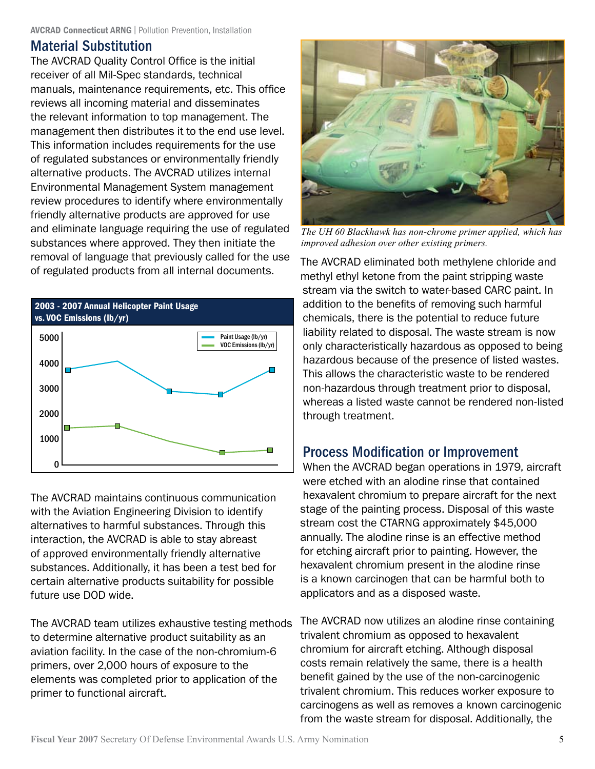## Material Substitution

The AVCRAD Quality Control Office is the initial receiver of all Mil-Spec standards, technical manuals, maintenance requirements, etc. This office reviews all incoming material and disseminates the relevant information to top management. The management then distributes it to the end use level. This information includes requirements for the use of regulated substances or environmentally friendly alternative products. The AVCRAD utilizes internal Environmental Management System management review procedures to identify where environmentally friendly alternative products are approved for use and eliminate language requiring the use of regulated substances where approved. They then initiate the removal of language that previously called for the use of regulated products from all internal documents.

**2003 - 2007 Annual Helicopter Paint Usage vs. VOC Emissions (lb/yr)**

The AVCRAD maintains continuous communication with the Aviation Engineering Division to identify alternatives to harmful substances. Through this interaction, the AVCRAD is able to stay abreast of approved environmentally friendly alternative substances. Additionally, it has been a test bed for certain alternative products suitability for possible future use DOD wide.

The AVCRAD team utilizes exhaustive testing methods to determine alternative product suitability as an aviation facility. In the case of the non-chromium-6 primers, over 2,000 hours of exposure to the elements was completed prior to application of the primer to functional aircraft.

*The UH 60 Blackhawk has non-chrome primer applied, which has improved adhesion over other existing primers.*

The AVCRAD eliminated both methylene chloride and methyl ethyl ketone from the paint stripping waste stream via the switch to water-based CARC paint. In addition to the benefits of removing such harmful chemicals, there is the potential to reduce future liability related to disposal. The waste stream is now only characteristically hazardous as opposed to being hazardous because of the presence of listed wastes. This allows the characteristic waste to be rendered non-hazardous through treatment prior to disposal, whereas a listed waste cannot be rendered non-listed through treatment.

## Process Modification or Improvement

When the AVCRAD began operations in 1979, aircraft were etched with an alodine rinse that contained hexavalent chromium to prepare aircraft for the next stage of the painting process. Disposal of this waste stream cost the CTARNG approximately $45,000 annually. The alodine rinse is an effective method for etching aircraft prior to painting. However, the hexavalent chromium present in the alodine rinse is a known carcinogen that can be harmful both to applicators and as a disposed waste.

The AVCRAD now utilizes an alodine rinse containing trivalent chromium as opposed to hexavalent chromium for aircraft etching. Although disposal costs remain relatively the same, there is a health benefit gained by the use of the non-carcinogenic trivalent chromium. This reduces worker exposure to carcinogens as well as removes a known carcinogenic from the waste stream for disposal. Additionally, the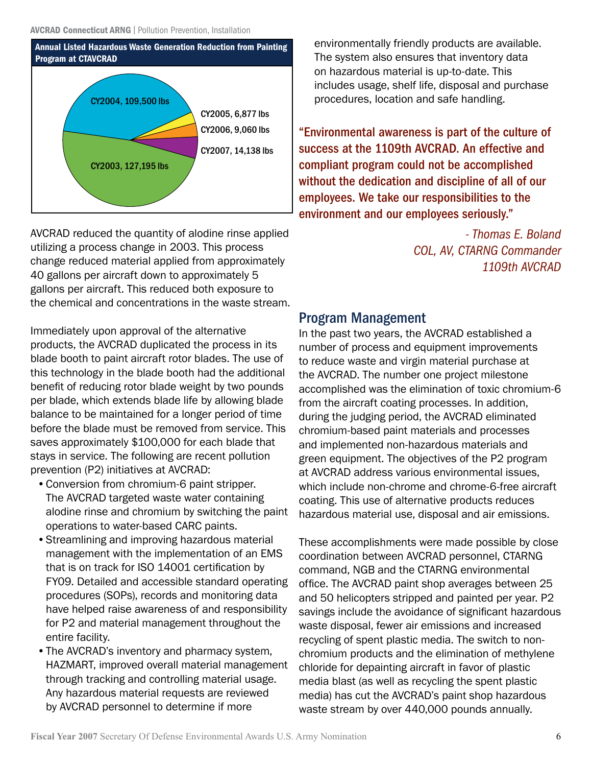**Annual Listed Hazardous Waste Generation Reduction from Painting Program at CTAVCRAD**

| Year | Reduction |
|---|---|
| CY2003 | 127,195 lbs |
| CY2004 | 109,500 lbs |
| CY2005 | 6,877 lbs |
| CY2006 | 9,060 lbs |
| CY2007 | 14,138 lbs |

AVCRAD reduced the quantity of alodine rinse applied utilizing a process change in 2003. This process change reduced material applied from approximately 40 gallons per aircraft down to approximately 5 gallons per aircraft. This reduced both exposure to the chemical and concentrations in the waste stream.

Immediately upon approval of the alternative products, the AVCRAD duplicated the process in its blade booth to paint aircraft rotor blades. The use of this technology in the blade booth had the additional benefit of reducing rotor blade weight by two pounds per blade, which extends blade life by allowing blade balance to be maintained for a longer period of time before the blade must be removed from service. This saves approximately $100,000 for each blade that stays in service. The following are recent pollution prevention (P2) initiatives at AVCRAD:

- Conversion from chromium-6 paint stripper. The AVCRAD targeted waste water containing alodine rinse and chromium by switching the paint operations to water-based CARC paints.
- Streamlining and improving hazardous material management with the implementation of an EMS that is on track for ISO 14001 certification by FY09. Detailed and accessible standard operating procedures (SOPs), records and monitoring data have helped raise awareness of and responsibility for P2 and material management throughout the entire facility.
- The AVCRAD's inventory and pharmacy system, HAZMART, improved overall material management through tracking and controlling material usage. Any hazardous material requests are reviewed by AVCRAD personnel to determine if more environmentally friendly products are available. The system also ensures that inventory data on hazardous material is up-to-date. This includes usage, shelf life, disposal and purchase procedures, location and safe handling.

**"Environmental awareness is part of the culture of success at the 1109th AVCRAD. An effective and compliant program could not be accomplished without the dedication and discipline of all of our employees. We take our responsibilities to the environment and our employees seriously."**

*- Thomas E. Boland*
*COL, AV, CTARNG Commander*
*1109th AVCRAD*

## Program Management

In the past two years, the AVCRAD established a number of process and equipment improvements to reduce waste and virgin material purchase at the AVCRAD. The number one project milestone accomplished was the elimination of toxic chromium-6 from the aircraft coating processes. In addition, during the judging period, the AVCRAD eliminated chromium-based paint materials and processes and implemented non-hazardous materials and green equipment. The objectives of the P2 program at AVCRAD address various environmental issues, which include non-chrome and chrome-6-free aircraft coating. This use of alternative products reduces hazardous material use, disposal and air emissions.

These accomplishments were made possible by close coordination between AVCRAD personnel, CTARNG command, NGB and the CTARNG environmental office. The AVCRAD paint shop averages between 25 and 50 helicopters stripped and painted per year. P2 savings include the avoidance of significant hazardous waste disposal, fewer air emissions and increased recycling of spent plastic media. The switch to non-chromium products and the elimination of methylene chloride for depainting aircraft in favor of plastic media blast (as well as recycling the spent plastic media) has cut the AVCRAD's paint shop hazardous waste stream by over 440,000 pounds annually.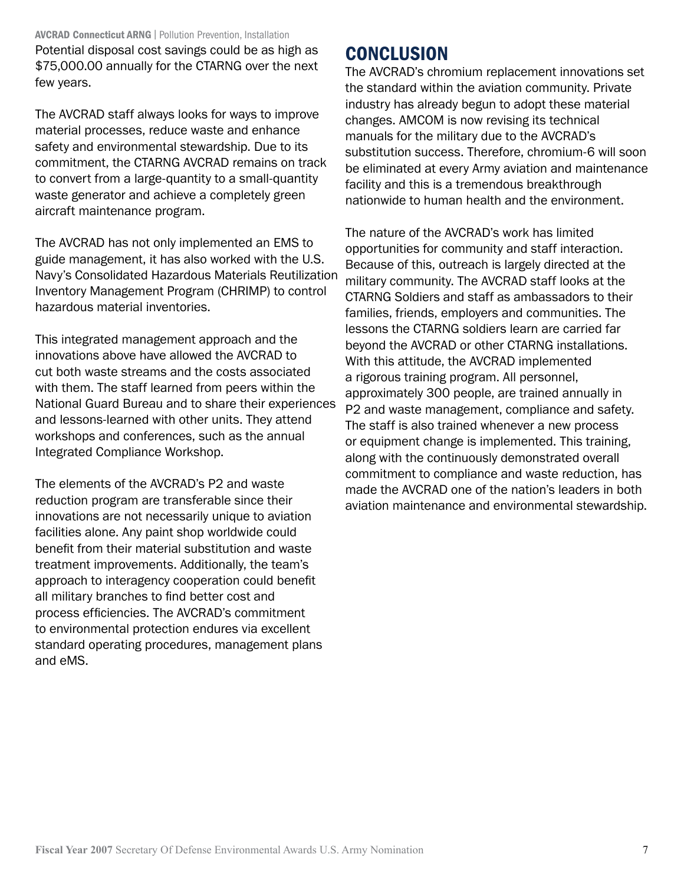Potential disposal cost savings could be as high as $75,000.00 annually for the CTARNG over the next few years.

The AVCRAD staff always looks for ways to improve material processes, reduce waste and enhance safety and environmental stewardship. Due to its commitment, the CTARNG AVCRAD remains on track to convert from a large-quantity to a small-quantity waste generator and achieve a completely green aircraft maintenance program.

The AVCRAD has not only implemented an EMS to guide management, it has also worked with the U.S. Navy's Consolidated Hazardous Materials Reutilization Inventory Management Program (CHRIMP) to control hazardous material inventories.

This integrated management approach and the innovations above have allowed the AVCRAD to cut both waste streams and the costs associated with them. The staff learned from peers within the National Guard Bureau and to share their experiences and lessons-learned with other units. They attend workshops and conferences, such as the annual Integrated Compliance Workshop.

The elements of the AVCRAD's P2 and waste reduction program are transferable since their innovations are not necessarily unique to aviation facilities alone. Any paint shop worldwide could benefit from their material substitution and waste treatment improvements. Additionally, the team's approach to interagency cooperation could benefit all military branches to find better cost and process efficiencies. The AVCRAD's commitment to environmental protection endures via excellent standard operating procedures, management plans and eMS.

## CONCLUSION

The AVCRAD's chromium replacement innovations set the standard within the aviation community. Private industry has already begun to adopt these material changes. AMCOM is now revising its technical manuals for the military due to the AVCRAD's substitution success. Therefore, chromium-6 will soon be eliminated at every Army aviation and maintenance facility and this is a tremendous breakthrough nationwide to human health and the environment.

The nature of the AVCRAD's work has limited opportunities for community and staff interaction. Because of this, outreach is largely directed at the military community. The AVCRAD staff looks at the CTARNG Soldiers and staff as ambassadors to their families, friends, employers and communities. The lessons the CTARNG soldiers learn are carried far beyond the AVCRAD or other CTARNG installations. With this attitude, the AVCRAD implemented a rigorous training program. All personnel, approximately 300 people, are trained annually in P2 and waste management, compliance and safety. The staff is also trained whenever a new process or equipment change is implemented. This training, along with the continuously demonstrated overall commitment to compliance and waste reduction, has made the AVCRAD one of the nation's leaders in both aviation maintenance and environmental stewardship.